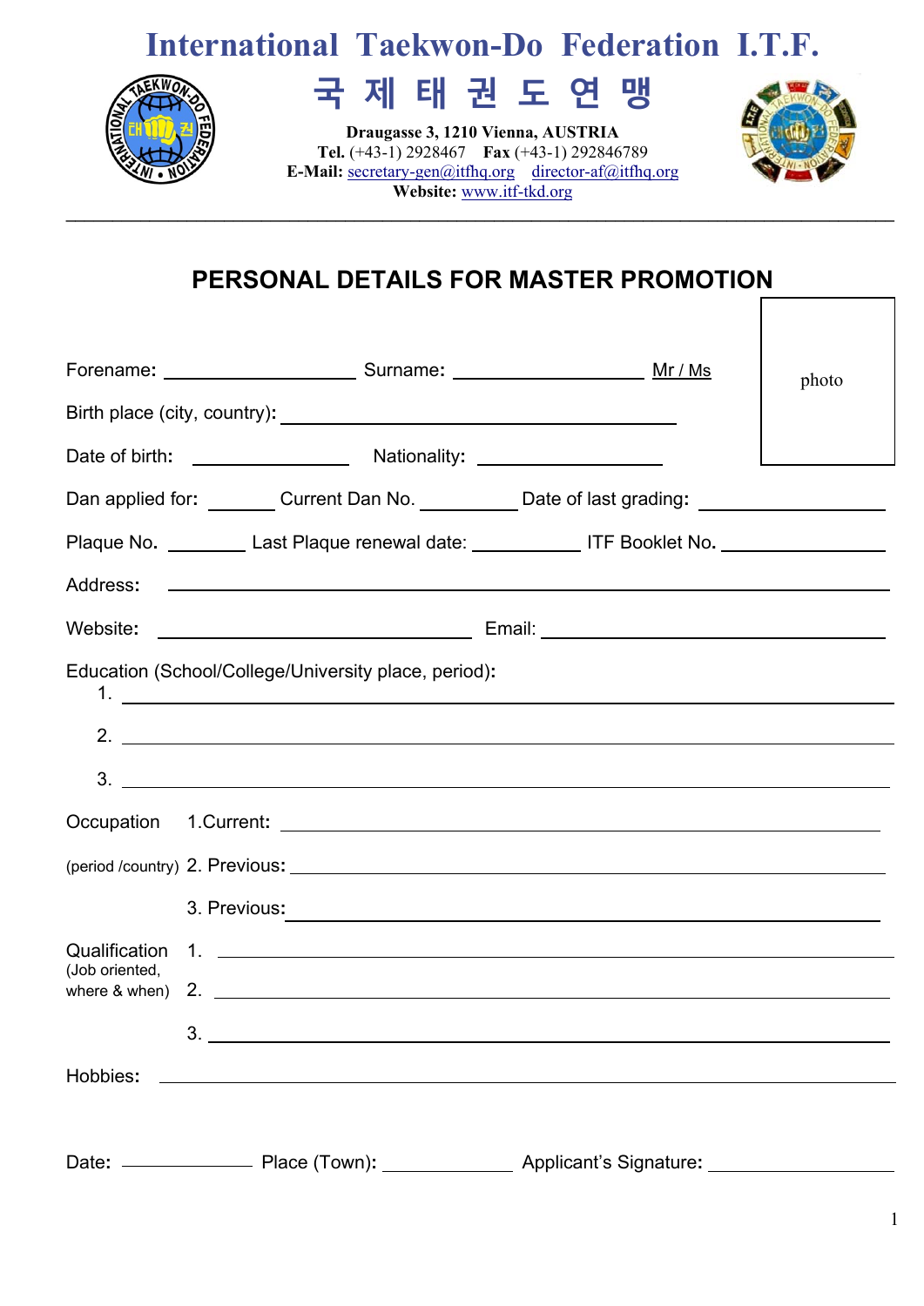# International Taekwon-Do Federation I.T.F.

# 국 제 태 권 도 연 맹

**Draugasse 3, 1210 Vienna, AUSTRIA**
**Tel.** (+43-1) 2928467 **Fax** (+43-1) 292846789
**E-Mail:** secretary-gen@itfhq.org director-af@itfhq.org
**Website:** www.itf-tkd.org

---

## PERSONAL DETAILS FOR MASTER PROMOTION

photo

Forename: ____________________ Surname: ____________________ Mr / Ms

Birth place (city, country): ________________________________________

Date of birth: ________________ Nationality: ____________________

Dan applied for: ______ Current Dan No. ________ Date of last grading: ________________

Plaque No. _______ Last Plaque renewal date: __________ ITF Booklet No. ______________

Address: ____________________________________________________________

Website: ______________________________ Email: ______________________________

Education (School/College/University place, period):

1. ____________________________________________________________
2. ____________________________________________________________
3. ____________________________________________________________

Occupation (period /country)
1. Current: ____________________________________________________________
2. Previous: ____________________________________________________________
3. Previous: ____________________________________________________________

Qualification (Job oriented, where & when)
1. ____________________________________________________________
2. ____________________________________________________________
3. ____________________________________________________________

Hobbies: ____________________________________________________________

Date: ____________ Place (Town): ____________ Applicant's Signature: ________________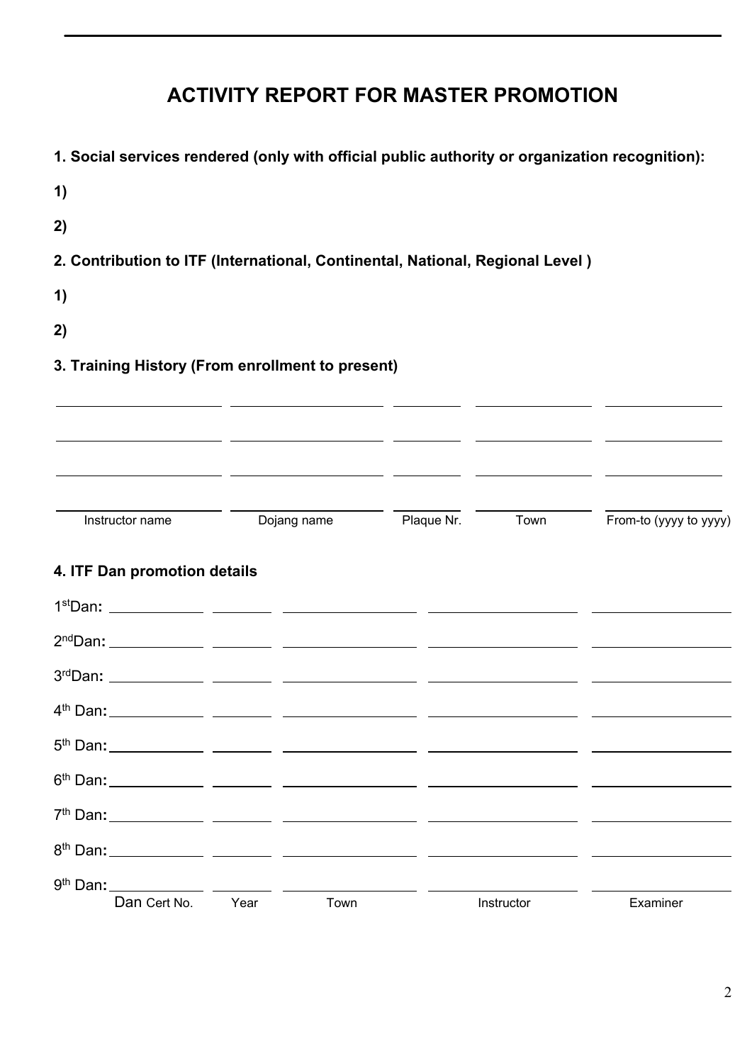# ACTIVITY REPORT FOR MASTER PROMOTION

**1. Social services rendered (only with official public authority or organization recognition):**

**1)**

**2)**

**2. Contribution to ITF (International, Continental, National, Regional Level )**

**1)**

**2)**

**3. Training History (From enrollment to present)**

| Instructor name | Dojang name | Plaque Nr. | Town | From-to (yyyy to yyyy) |
|---|---|---|---|---|
| | | | | |
| | | | | |
| | | | | |
| | | | | |

**4. ITF Dan promotion details**

| | Dan Cert No. | Year | Town | Instructor | Examiner |
|---|---|---|---|---|---|
| 1st Dan: | | | | | |
| 2nd Dan: | | | | | |
| 3rd Dan: | | | | | |
| 4th Dan: | | | | | |
| 5th Dan: | | | | | |
| 6th Dan: | | | | | |
| 7th Dan: | | | | | |
| 8th Dan: | | | | | |
| 9th Dan: | | | | | |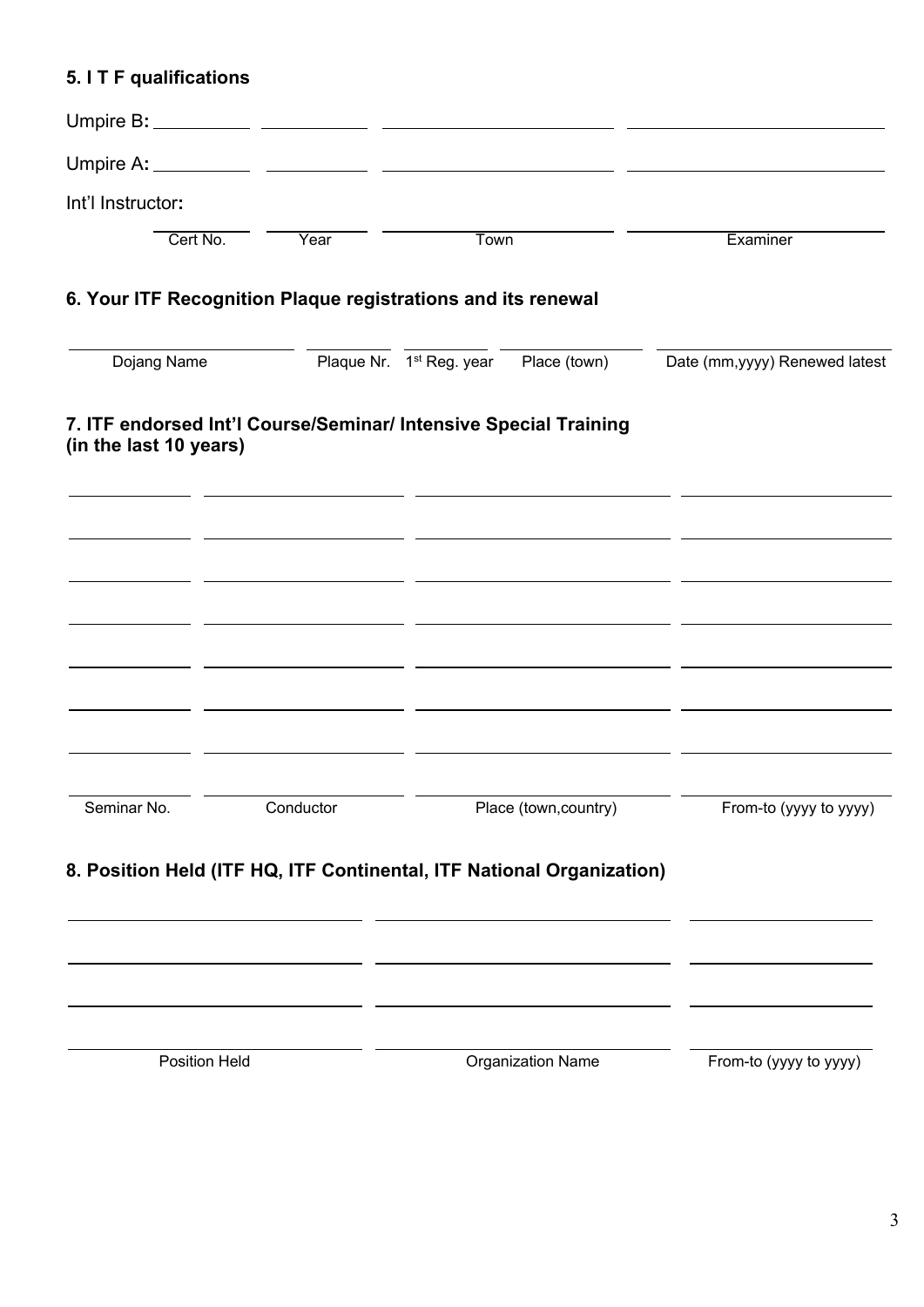### 5. I T F qualifications

| | Cert No. | Year | Town | Examiner |
|---|---|---|---|---|
| Umpire B: | | | | |
| Umpire A: | | | | |
| Int'l Instructor: | | | | |

### 6. Your ITF Recognition Plaque registrations and its renewal

| Dojang Name | Plaque Nr. | 1st Reg. year | Place (town) | Date (mm,yyyy) Renewed latest |
|---|---|---|---|---|
| | | | | |

### 7. ITF endorsed Int'l Course/Seminar/ Intensive Special Training (in the last 10 years)

| Seminar No. | Conductor | Place (town,country) | From-to (yyyy to yyyy) |
|---|---|---|---|
| | | | |
| | | | |
| | | | |
| | | | |
| | | | |
| | | | |
| | | | |
| | | | |

### 8. Position Held (ITF HQ, ITF Continental, ITF National Organization)

| Position Held | Organization Name | From-to (yyyy to yyyy) |
|---|---|---|
| | | |
| | | |
| | | |
| | | |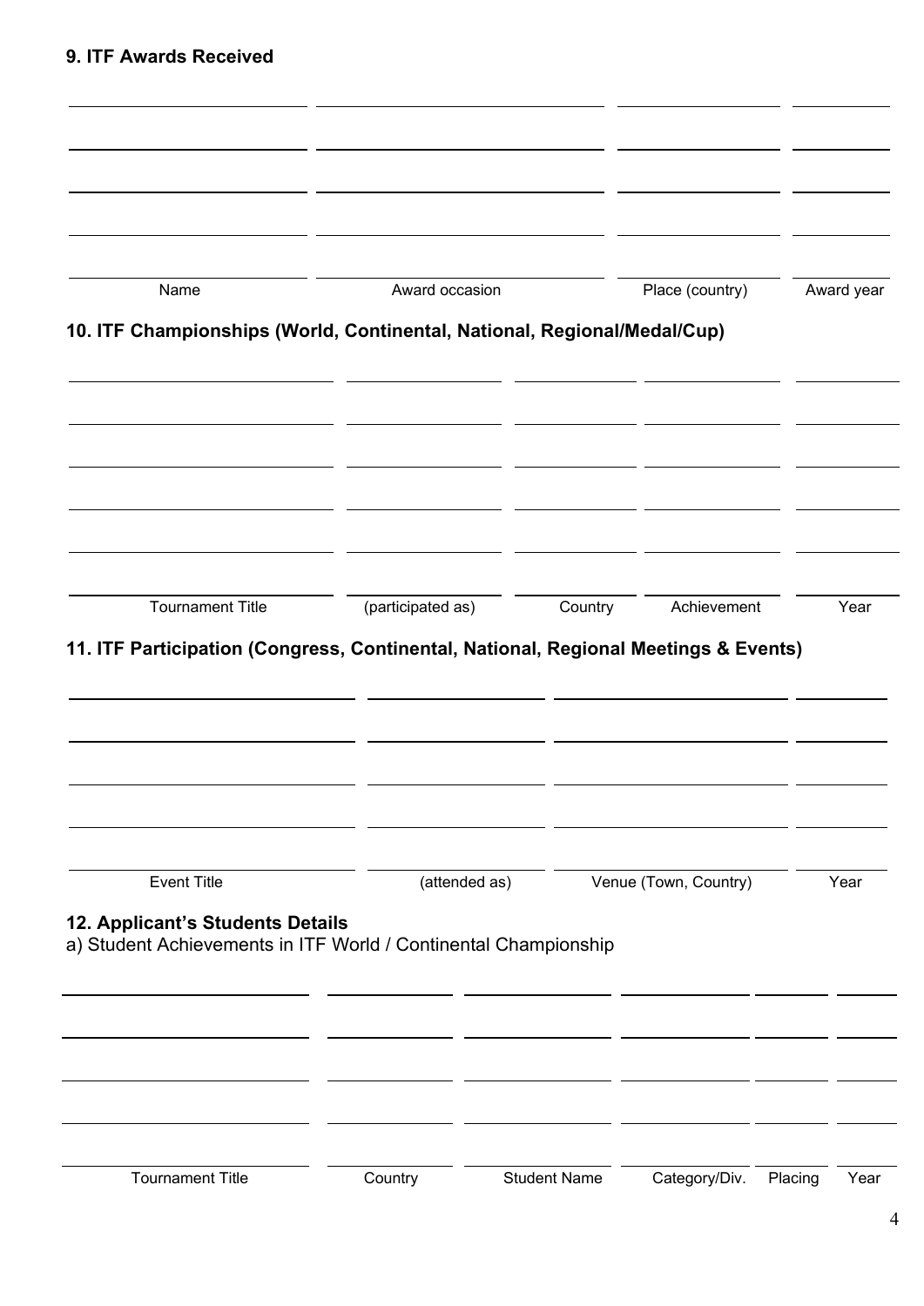### 9. ITF Awards Received

| Name | Award occasion | Place (country) | Award year |
|---|---|---|---|
| | | | |
| | | | |
| | | | |
| | | | |
| | | | |

### 10. ITF Championships (World, Continental, National, Regional/Medal/Cup)

| Tournament Title | (participated as) | Country | Achievement | Year |
|---|---|---|---|---|
| | | | | |
| | | | | |
| | | | | |
| | | | | |
| | | | | |
| | | | | |

### 11. ITF Participation (Congress, Continental, National, Regional Meetings & Events)

| Event Title | (attended as) | Venue (Town, Country) | Year |
|---|---|---|---|
| | | | |
| | | | |
| | | | |
| | | | |
| | | | |

### 12. Applicant's Students Details

a) Student Achievements in ITF World / Continental Championship

| Tournament Title | Country | Student Name | Category/Div. | Placing | Year |
|---|---|---|---|---|---|
| | | | | | |
| | | | | | |
| | | | | | |
| | | | | | |
| | | | | | |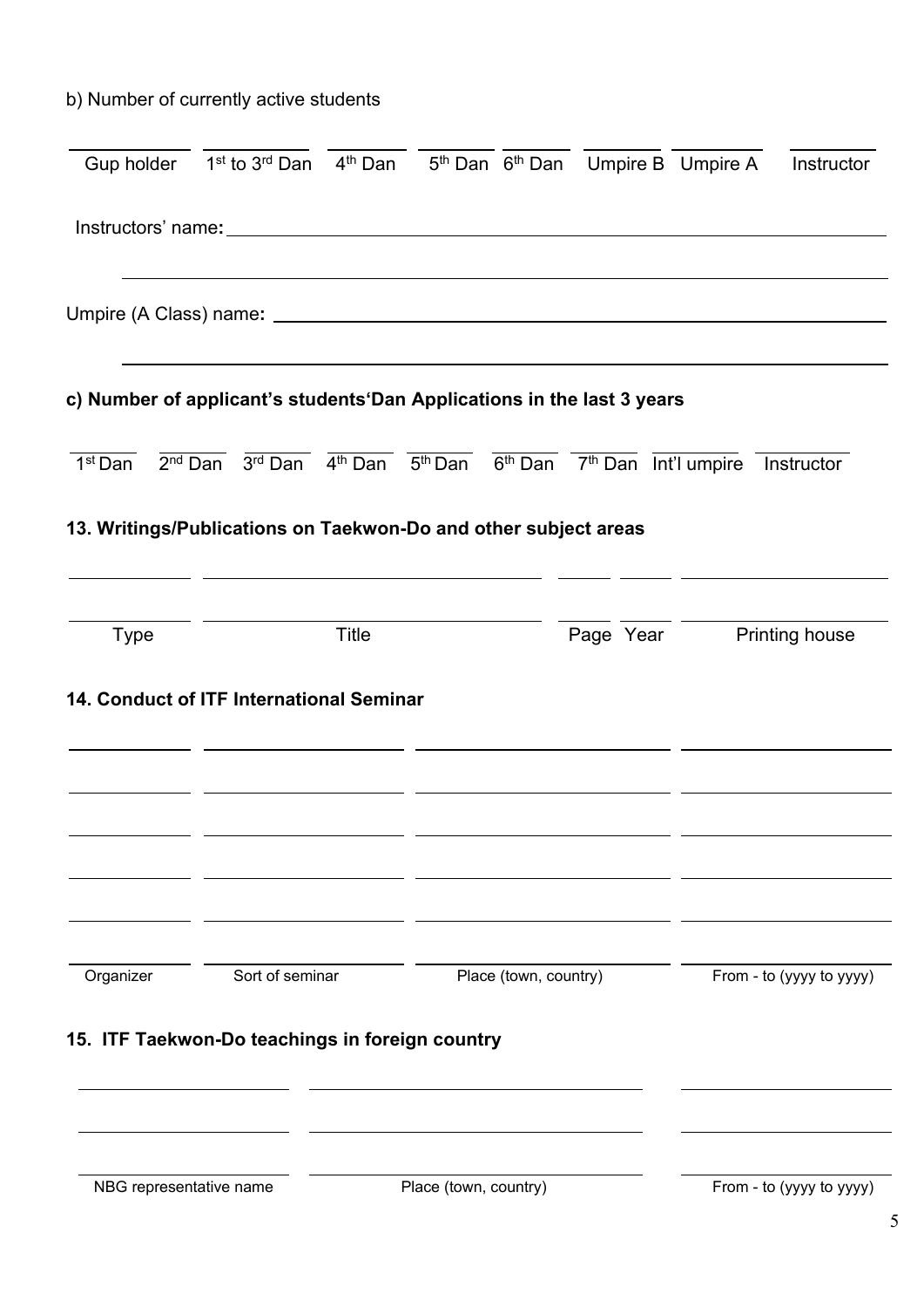b) Number of currently active students

| Gup holder | 1st to 3rd Dan | 4th Dan | 5th Dan | 6th Dan | Umpire B | Umpire A | Instructor |
|---|---|---|---|---|---|---|---|

Instructors' name: ______________________________________________

______________________________________________

Umpire (A Class) name: ______________________________________________

______________________________________________

**c) Number of applicant's students'Dan Applications in the last 3 years**

| 1st Dan | 2nd Dan | 3rd Dan | 4th Dan | 5th Dan | 6th Dan | 7th Dan | Int'l umpire | Instructor |
|---|---|---|---|---|---|---|---|---|

**13. Writings/Publications on Taekwon-Do and other subject areas**

| Type | Title | Page | Year | Printing house |
|---|---|---|---|---|
| | | | | |
| | | | | |

**14. Conduct of ITF International Seminar**

| Organizer | Sort of seminar | Place (town, country) | From - to (yyyy to yyyy) |
|---|---|---|---|
| | | | |
| | | | |
| | | | |
| | | | |
| | | | |
| | | | |

**15. ITF Taekwon-Do teachings in foreign country**

| NBG representative name | Place (town, country) | From - to (yyyy to yyyy) |
|---|---|---|
| | | |
| | | |
| | | |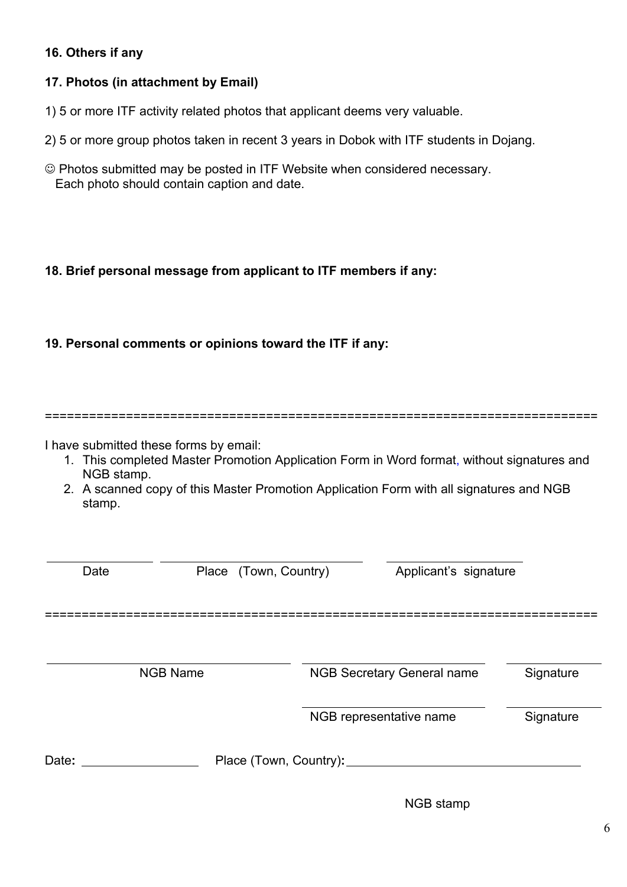**16. Others if any**

**17. Photos (in attachment by Email)**

1) 5 or more ITF activity related photos that applicant deems very valuable.

2) 5 or more group photos taken in recent 3 years in Dobok with ITF students in Dojang.

☺ Photos submitted may be posted in ITF Website when considered necessary.
Each photo should contain caption and date.

**18. Brief personal message from applicant to ITF members if any:**

**19. Personal comments or opinions toward the ITF if any:**

============================================================================

I have submitted these forms by email:

1. This completed Master Promotion Application Form in Word format, without signatures and NGB stamp.
2. A scanned copy of this Master Promotion Application Form with all signatures and NGB stamp.

| Date | Place (Town, Country) | Applicant's signature |
|---|---|---|
| | | |

============================================================================

| NGB Name | NGB Secretary General name | Signature |
|---|---|---|
| | NGB representative name | Signature |

Date: ________________ Place (Town, Country): ________________________________

NGB stamp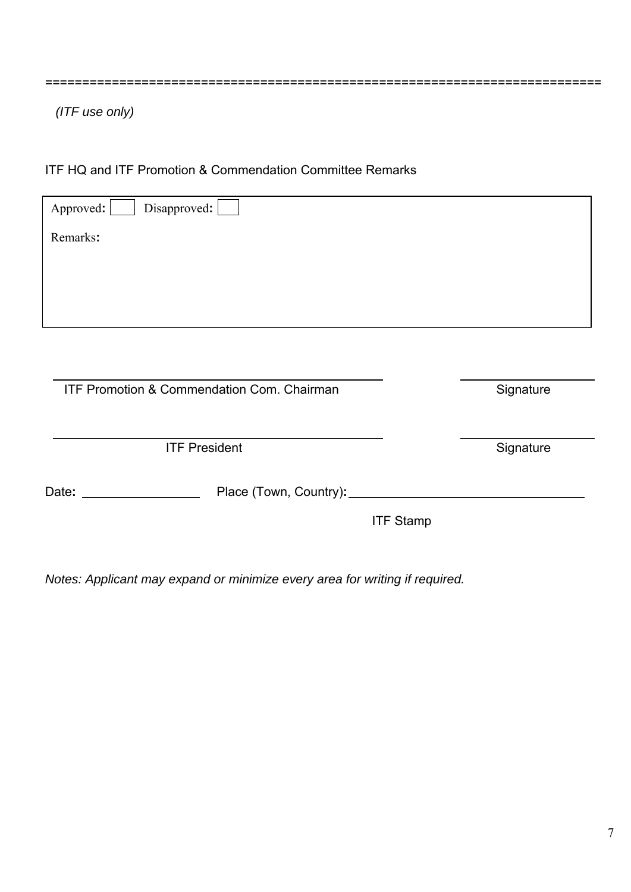==========================================================================

*(ITF use only)*

ITF HQ and ITF Promotion & Commendation Committee Remarks

| |
|---|
| Approved: ☐ Disapproved: ☐ |
| Remarks: |

ITF Promotion & Commendation Com. Chairman ______________________ Signature ______________________

ITF President ______________________ Signature ______________________

Date: ______________ Place (Town, Country): ______________________

ITF Stamp

*Notes: Applicant may expand or minimize every area for writing if required.*